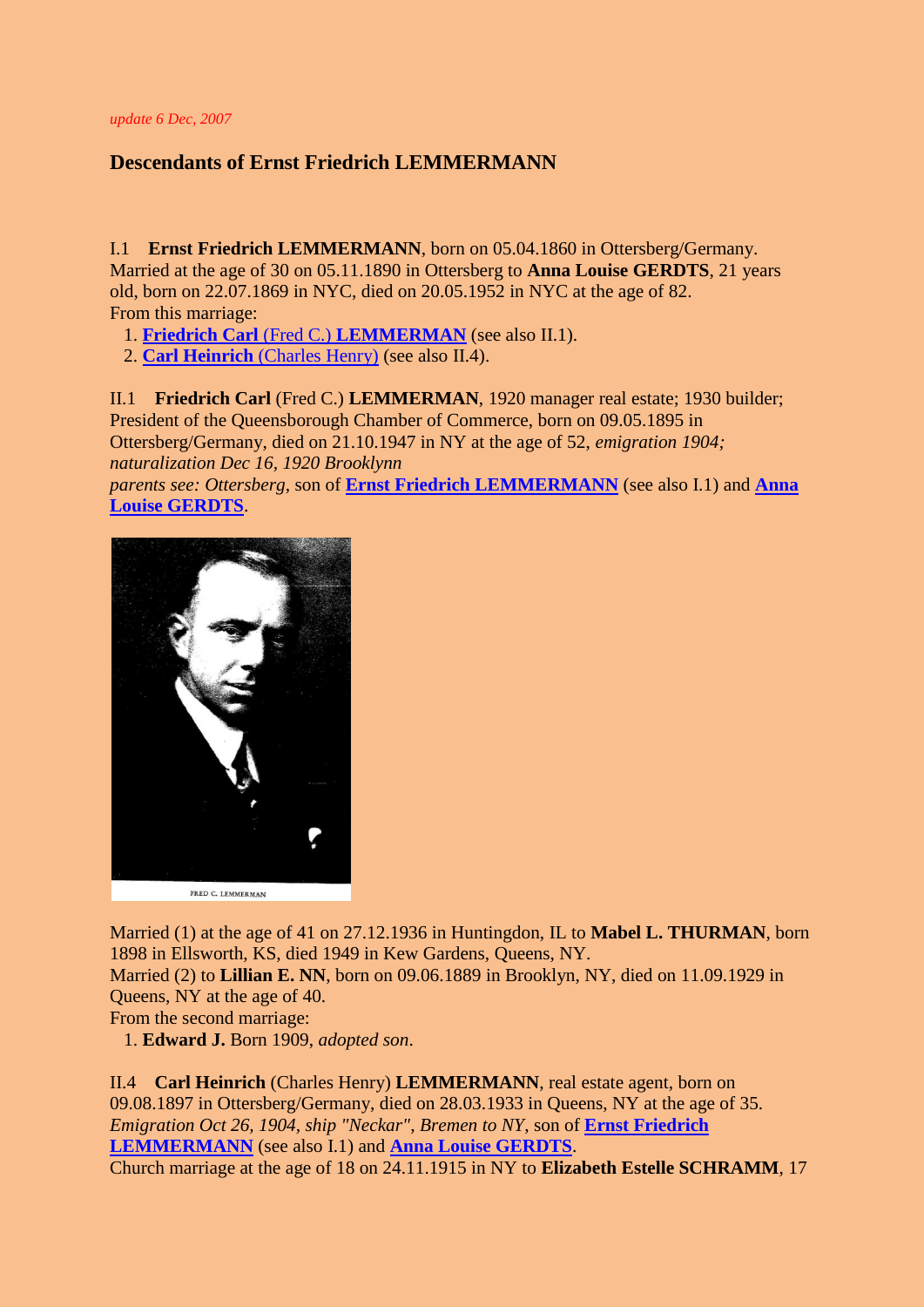*update 6 Dec, 2007*

## Descendants of Ernst Friedrich LEMMERMANN

I.1 **Ernst Friedrich LEMMERMANN**, born on 05.04.1860 in Ottersberg/Germany. Married at the age of 30 on 05.11.1890 in Ottersberg to **Anna Louise GERDTS**, 21 years old, born on 22.07.1869 in NYC, died on 20.05.1952 in NYC at the age of 82.
From this marriage:

1. **Friedrich Carl** (Fred C.) **LEMMERMAN** (see also II.1).
2. **Carl Heinrich** (Charles Henry) (see also II.4).

II.1 **Friedrich Carl** (Fred C.) **LEMMERMAN**, 1920 manager real estate; 1930 builder; President of the Queensborough Chamber of Commerce, born on 09.05.1895 in Ottersberg/Germany, died on 21.10.1947 in NY at the age of 52, *emigration 1904; naturalization Dec 16, 1920 Brooklynn*
*parents see: Ottersberg*, son of **Ernst Friedrich LEMMERMANN** (see also I.1) and **Anna Louise GERDTS**.

FRED C. LEMMERMAN

Married (1) at the age of 41 on 27.12.1936 in Huntingdon, IL to **Mabel L. THURMAN**, born 1898 in Ellsworth, KS, died 1949 in Kew Gardens, Queens, NY.
Married (2) to **Lillian E. NN**, born on 09.06.1889 in Brooklyn, NY, died on 11.09.1929 in Queens, NY at the age of 40.
From the second marriage:

1. **Edward J.** Born 1909, *adopted son*.

II.4 **Carl Heinrich** (Charles Henry) **LEMMERMANN**, real estate agent, born on 09.08.1897 in Ottersberg/Germany, died on 28.03.1933 in Queens, NY at the age of 35. *Emigration Oct 26, 1904, ship "Neckar", Bremen to NY*, son of **Ernst Friedrich LEMMERMANN** (see also I.1) and **Anna Louise GERDTS**.
Church marriage at the age of 18 on 24.11.1915 in NY to **Elizabeth Estelle SCHRAMM**, 17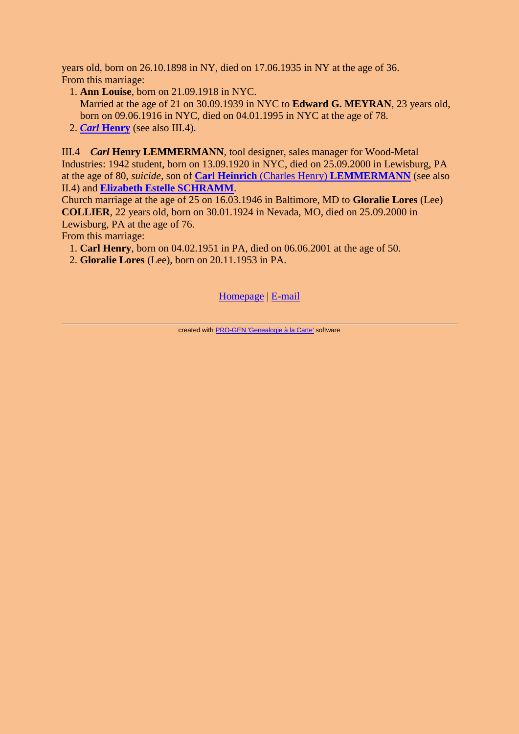years old, born on 26.10.1898 in NY, died on 17.06.1935 in NY at the age of 36.
From this marriage:

1. **Ann Louise**, born on 21.09.1918 in NYC.
   Married at the age of 21 on 30.09.1939 in NYC to **Edward G. MEYRAN**, 23 years old, born on 09.06.1916 in NYC, died on 04.01.1995 in NYC at the age of 78.
2. ***Carl* Henry** (see also III.4).

III.4 ***Carl* Henry LEMMERMANN**, tool designer, sales manager for Wood-Metal Industries: 1942 student, born on 13.09.1920 in NYC, died on 25.09.2000 in Lewisburg, PA at the age of 80, *suicide*, son of **Carl Heinrich** (Charles Henry) **LEMMERMANN** (see also II.4) and **Elizabeth Estelle SCHRAMM**.
Church marriage at the age of 25 on 16.03.1946 in Baltimore, MD to **Gloralie Lores** (Lee) **COLLIER**, 22 years old, born on 30.01.1924 in Nevada, MO, died on 25.09.2000 in Lewisburg, PA at the age of 76.
From this marriage:

1. **Carl Henry**, born on 04.02.1951 in PA, died on 06.06.2001 at the age of 50.
2. **Gloralie Lores** (Lee), born on 20.11.1953 in PA.

Homepage | E-mail

created with PRO-GEN 'Genealogie à la Carte' software